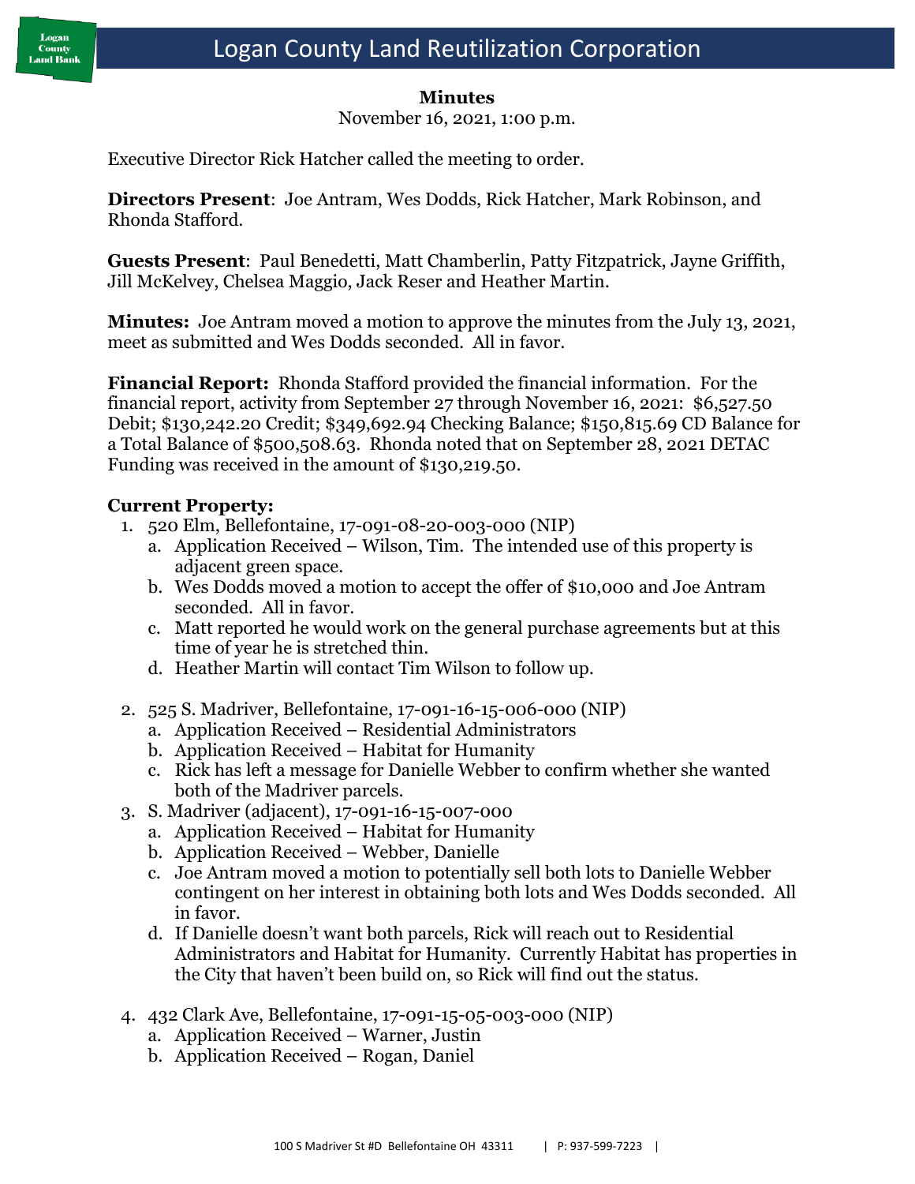# Logan County Land Reutilization Corporation

**Minutes**

November 16, 2021, 1:00 p.m.

Executive Director Rick Hatcher called the meeting to order.

**Directors Present**: Joe Antram, Wes Dodds, Rick Hatcher, Mark Robinson, and Rhonda Stafford.

**Guests Present**: Paul Benedetti, Matt Chamberlin, Patty Fitzpatrick, Jayne Griffith, Jill McKelvey, Chelsea Maggio, Jack Reser and Heather Martin.

**Minutes:** Joe Antram moved a motion to approve the minutes from the July 13, 2021, meet as submitted and Wes Dodds seconded. All in favor.

**Financial Report:** Rhonda Stafford provided the financial information. For the financial report, activity from September 27 through November 16, 2021: $6,527.50 Debit; $130,242.20 Credit; $349,692.94 Checking Balance; $150,815.69 CD Balance for a Total Balance of $500,508.63. Rhonda noted that on September 28, 2021 DETAC Funding was received in the amount of $130,219.50.

**Current Property:**

1. 520 Elm, Bellefontaine, 17-091-08-20-003-000 (NIP)
   a. Application Received – Wilson, Tim. The intended use of this property is adjacent green space.
   b. Wes Dodds moved a motion to accept the offer of $10,000 and Joe Antram seconded. All in favor.
   c. Matt reported he would work on the general purchase agreements but at this time of year he is stretched thin.
   d. Heather Martin will contact Tim Wilson to follow up.

2. 525 S. Madriver, Bellefontaine, 17-091-16-15-006-000 (NIP)
   a. Application Received – Residential Administrators
   b. Application Received – Habitat for Humanity
   c. Rick has left a message for Danielle Webber to confirm whether she wanted both of the Madriver parcels.
3. S. Madriver (adjacent), 17-091-16-15-007-000
   a. Application Received – Habitat for Humanity
   b. Application Received – Webber, Danielle
   c. Joe Antram moved a motion to potentially sell both lots to Danielle Webber contingent on her interest in obtaining both lots and Wes Dodds seconded. All in favor.
   d. If Danielle doesn't want both parcels, Rick will reach out to Residential Administrators and Habitat for Humanity. Currently Habitat has properties in the City that haven't been build on, so Rick will find out the status.

4. 432 Clark Ave, Bellefontaine, 17-091-15-05-003-000 (NIP)
   a. Application Received – Warner, Justin
   b. Application Received – Rogan, Daniel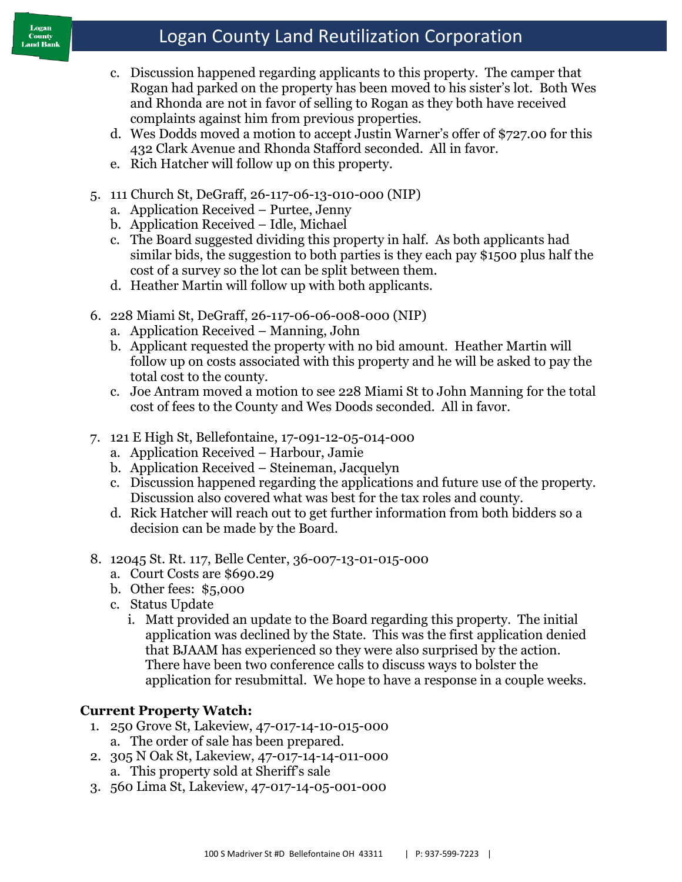c. Discussion happened regarding applicants to this property. The camper that Rogan had parked on the property has been moved to his sister's lot. Both Wes and Rhonda are not in favor of selling to Rogan as they both have received complaints against him from previous properties.
d. Wes Dodds moved a motion to accept Justin Warner's offer of $727.00 for this 432 Clark Avenue and Rhonda Stafford seconded. All in favor.
e. Rich Hatcher will follow up on this property.

5. 111 Church St, DeGraff, 26-117-06-13-010-000 (NIP)
   a. Application Received – Purtee, Jenny
   b. Application Received – Idle, Michael
   c. The Board suggested dividing this property in half. As both applicants had similar bids, the suggestion to both parties is they each pay $1500 plus half the cost of a survey so the lot can be split between them.
   d. Heather Martin will follow up with both applicants.

6. 228 Miami St, DeGraff, 26-117-06-06-008-000 (NIP)
   a. Application Received – Manning, John
   b. Applicant requested the property with no bid amount. Heather Martin will follow up on costs associated with this property and he will be asked to pay the total cost to the county.
   c. Joe Antram moved a motion to see 228 Miami St to John Manning for the total cost of fees to the County and Wes Doods seconded. All in favor.

7. 121 E High St, Bellefontaine, 17-091-12-05-014-000
   a. Application Received – Harbour, Jamie
   b. Application Received – Steineman, Jacquelyn
   c. Discussion happened regarding the applications and future use of the property. Discussion also covered what was best for the tax roles and county.
   d. Rick Hatcher will reach out to get further information from both bidders so a decision can be made by the Board.

8. 12045 St. Rt. 117, Belle Center, 36-007-13-01-015-000
   a. Court Costs are $690.29
   b. Other fees: $5,000
   c. Status Update
      i. Matt provided an update to the Board regarding this property. The initial application was declined by the State. This was the first application denied that BJAAM has experienced so they were also surprised by the action. There have been two conference calls to discuss ways to bolster the application for resubmittal. We hope to have a response in a couple weeks.

**Current Property Watch:**

1. 250 Grove St, Lakeview, 47-017-14-10-015-000
   a. The order of sale has been prepared.
2. 305 N Oak St, Lakeview, 47-017-14-14-011-000
   a. This property sold at Sheriff's sale
3. 560 Lima St, Lakeview, 47-017-14-05-001-000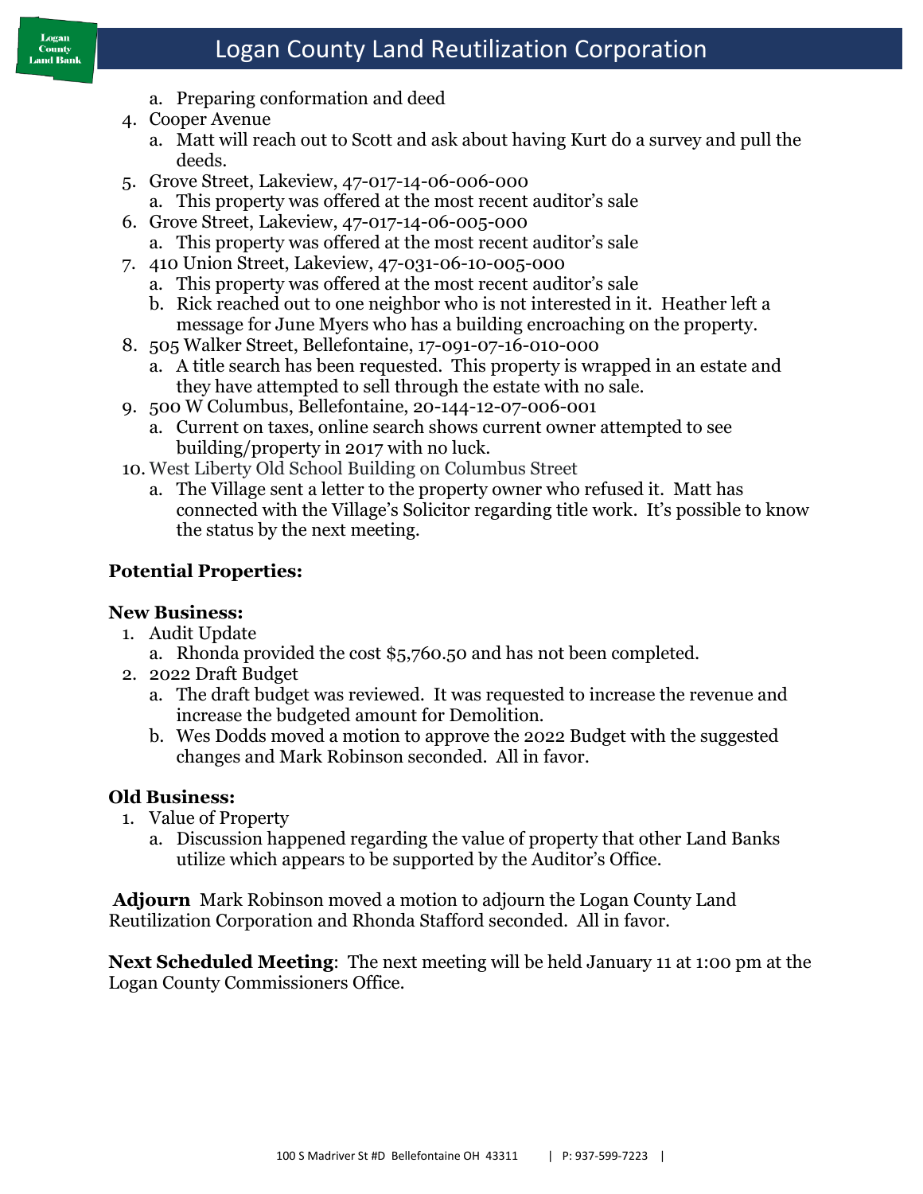a. Preparing conformation and deed

4. Cooper Avenue
   a. Matt will reach out to Scott and ask about having Kurt do a survey and pull the deeds.
5. Grove Street, Lakeview, 47-017-14-06-006-000
   a. This property was offered at the most recent auditor's sale
6. Grove Street, Lakeview, 47-017-14-06-005-000
   a. This property was offered at the most recent auditor's sale
7. 410 Union Street, Lakeview, 47-031-06-10-005-000
   a. This property was offered at the most recent auditor's sale
   b. Rick reached out to one neighbor who is not interested in it. Heather left a message for June Myers who has a building encroaching on the property.
8. 505 Walker Street, Bellefontaine, 17-091-07-16-010-000
   a. A title search has been requested. This property is wrapped in an estate and they have attempted to sell through the estate with no sale.
9. 500 W Columbus, Bellefontaine, 20-144-12-07-006-001
   a. Current on taxes, online search shows current owner attempted to see building/property in 2017 with no luck.
10. West Liberty Old School Building on Columbus Street
    a. The Village sent a letter to the property owner who refused it. Matt has connected with the Village's Solicitor regarding title work. It's possible to know the status by the next meeting.

**Potential Properties:**

**New Business:**

1. Audit Update
   a. Rhonda provided the cost $5,760.50 and has not been completed.
2. 2022 Draft Budget
   a. The draft budget was reviewed. It was requested to increase the revenue and increase the budgeted amount for Demolition.
   b. Wes Dodds moved a motion to approve the 2022 Budget with the suggested changes and Mark Robinson seconded. All in favor.

**Old Business:**

1. Value of Property
   a. Discussion happened regarding the value of property that other Land Banks utilize which appears to be supported by the Auditor's Office.

**Adjourn** Mark Robinson moved a motion to adjourn the Logan County Land Reutilization Corporation and Rhonda Stafford seconded. All in favor.

**Next Scheduled Meeting**: The next meeting will be held January 11 at 1:00 pm at the Logan County Commissioners Office.